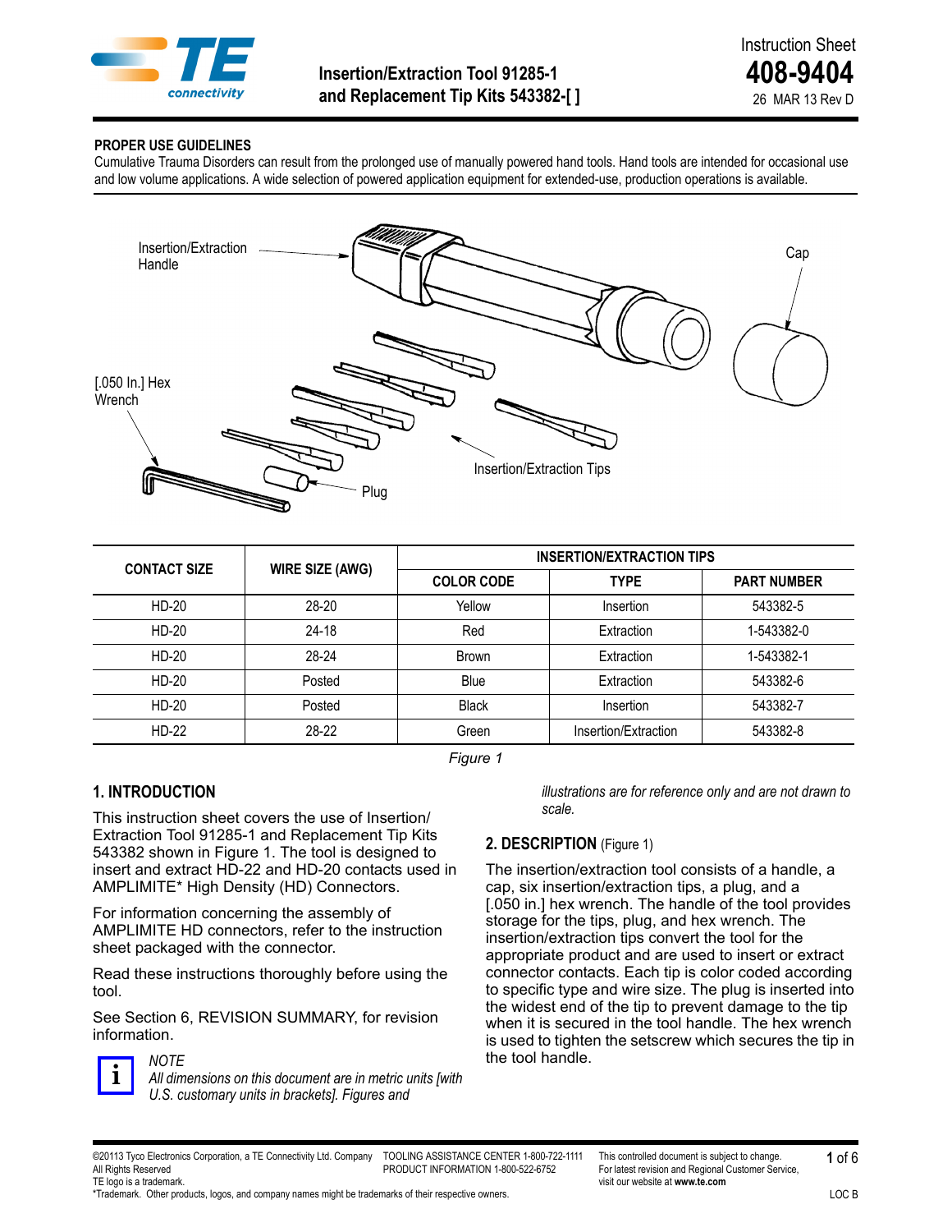Instruction Sheet

**408-9404**

26 MAR 13 Rev D

# Insertion/Extraction Tool 91285-1 and Replacement Tip Kits 543382-[ ]

**PROPER USE GUIDELINES**

Cumulative Trauma Disorders can result from the prolonged use of manually powered hand tools. Hand tools are intended for occasional use and low volume applications. A wide selection of powered application equipment for extended-use, production operations is available.

Insertion/Extraction Handle

Cap

[.050 In.] Hex Wrench

Plug

Insertion/Extraction Tips

| CONTACT SIZE | WIRE SIZE (AWG) | INSERTION/EXTRACTION TIPS | | |
|---|---|---|---|---|
| | | COLOR CODE | TYPE | PART NUMBER |
| HD-20 | 28-20 | Yellow | Insertion | 543382-5 |
| HD-20 | 24-18 | Red | Extraction | 1-543382-0 |
| HD-20 | 28-24 | Brown | Extraction | 1-543382-1 |
| HD-20 | Posted | Blue | Extraction | 543382-6 |
| HD-20 | Posted | Black | Insertion | 543382-7 |
| HD-22 | 28-22 | Green | Insertion/Extraction | 543382-8 |

*Figure 1*

## 1. INTRODUCTION

This instruction sheet covers the use of Insertion/ Extraction Tool 91285-1 and Replacement Tip Kits 543382 shown in Figure 1. The tool is designed to insert and extract HD-22 and HD-20 contacts used in AMPLIMITE* High Density (HD) Connectors.

For information concerning the assembly of AMPLIMITE HD connectors, refer to the instruction sheet packaged with the connector.

Read these instructions thoroughly before using the tool.

See Section 6, REVISION SUMMARY, for revision information.

*NOTE*

*All dimensions on this document are in metric units [with U.S. customary units in brackets]. Figures and illustrations are for reference only and are not drawn to scale.*

## 2. DESCRIPTION (Figure 1)

The insertion/extraction tool consists of a handle, a cap, six insertion/extraction tips, a plug, and a [.050 in.] hex wrench. The handle of the tool provides storage for the tips, plug, and hex wrench. The insertion/extraction tips convert the tool for the appropriate product and are used to insert or extract connector contacts. Each tip is color coded according to specific type and wire size. The plug is inserted into the widest end of the tip to prevent damage to the tip when it is secured in the tool handle. The hex wrench is used to tighten the setscrew which secures the tip in the tool handle.

©2013 Tyco Electronics Corporation, a TE Connectivity Ltd. Company All Rights Reserved TE logo is a trademark.
*Trademark. Other products, logos, and company names might be trademarks of their respective owners.

TOOLING ASSISTANCE CENTER 1-800-722-1111 PRODUCT INFORMATION 1-800-522-6752

This controlled document is subject to change. For latest revision and Regional Customer Service, visit our website at **www.te.com**

LOC B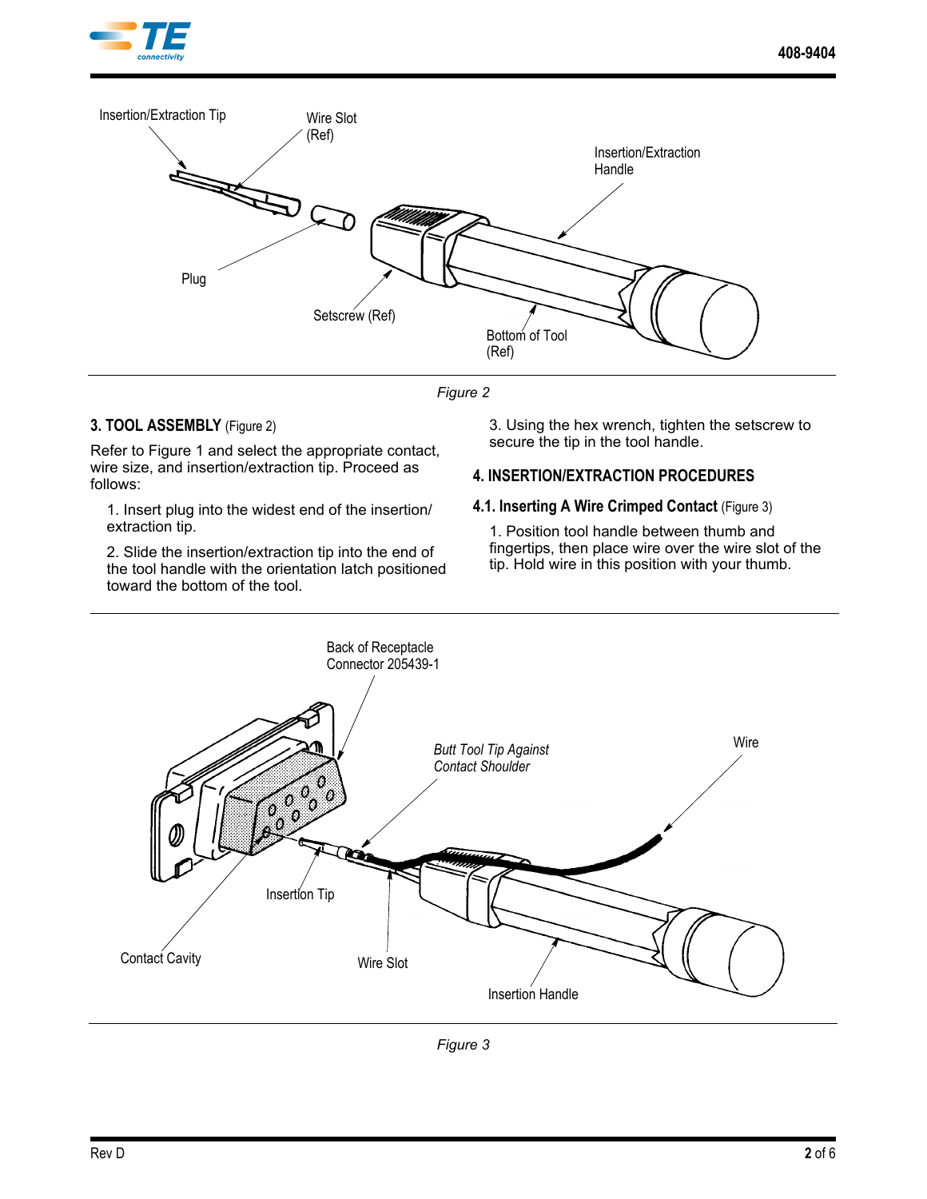Figure 2

## 3. TOOL ASSEMBLY (Figure 2)

Refer to Figure 1 and select the appropriate contact, wire size, and insertion/extraction tip. Proceed as follows:

1. Insert plug into the widest end of the insertion/extraction tip.

2. Slide the insertion/extraction tip into the end of the tool handle with the orientation latch positioned toward the bottom of the tool.

3. Using the hex wrench, tighten the setscrew to secure the tip in the tool handle.

## 4. INSERTION/EXTRACTION PROCEDURES

### 4.1. Inserting A Wire Crimped Contact (Figure 3)

1. Position tool handle between thumb and fingertips, then place wire over the wire slot of the tip. Hold wire in this position with your thumb.

Figure 3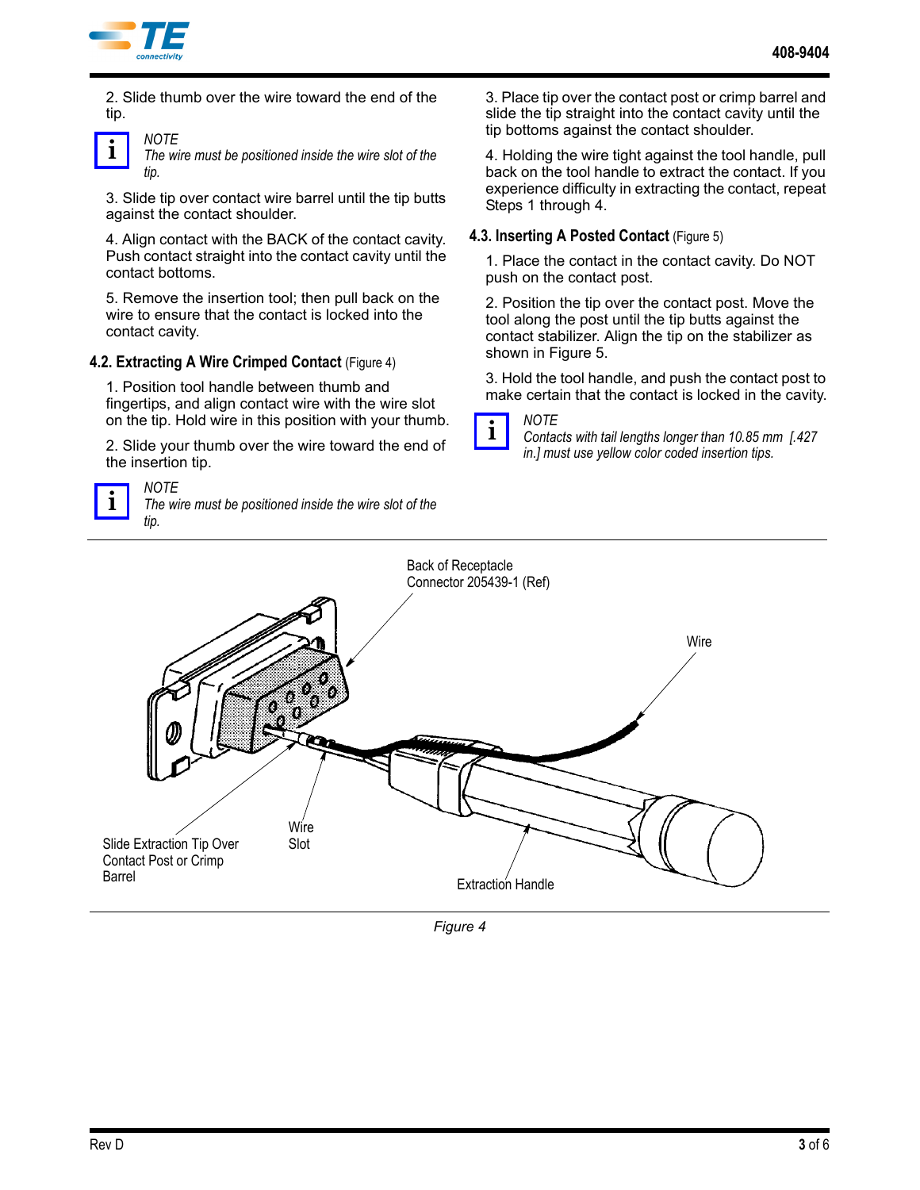2. Slide thumb over the wire toward the end of the tip.

*NOTE*
*The wire must be positioned inside the wire slot of the tip.*

3. Slide tip over contact wire barrel until the tip butts against the contact shoulder.

4. Align contact with the BACK of the contact cavity. Push contact straight into the contact cavity until the contact bottoms.

5. Remove the insertion tool; then pull back on the wire to ensure that the contact is locked into the contact cavity.

### 4.2. Extracting A Wire Crimped Contact (Figure 4)

1. Position tool handle between thumb and fingertips, and align contact wire with the wire slot on the tip. Hold wire in this position with your thumb.

2. Slide your thumb over the wire toward the end of the insertion tip.

*NOTE*
*The wire must be positioned inside the wire slot of the tip.*

3. Place tip over the contact post or crimp barrel and slide the tip straight into the contact cavity until the tip bottoms against the contact shoulder.

4. Holding the wire tight against the tool handle, pull back on the tool handle to extract the contact. If you experience difficulty in extracting the contact, repeat Steps 1 through 4.

### 4.3. Inserting A Posted Contact (Figure 5)

1. Place the contact in the contact cavity. Do NOT push on the contact post.

2. Position the tip over the contact post. Move the tool along the post until the tip butts against the contact stabilizer. Align the tip on the stabilizer as shown in Figure 5.

3. Hold the tool handle, and push the contact post to make certain that the contact is locked in the cavity.

*NOTE*
*Contacts with tail lengths longer than 10.85 mm [.427 in.] must use yellow color coded insertion tips.*

Back of Receptacle Connector 205439-1 (Ref)

Wire

Slide Extraction Tip Over Contact Post or Crimp Barrel

Wire Slot

Extraction Handle

*Figure 4*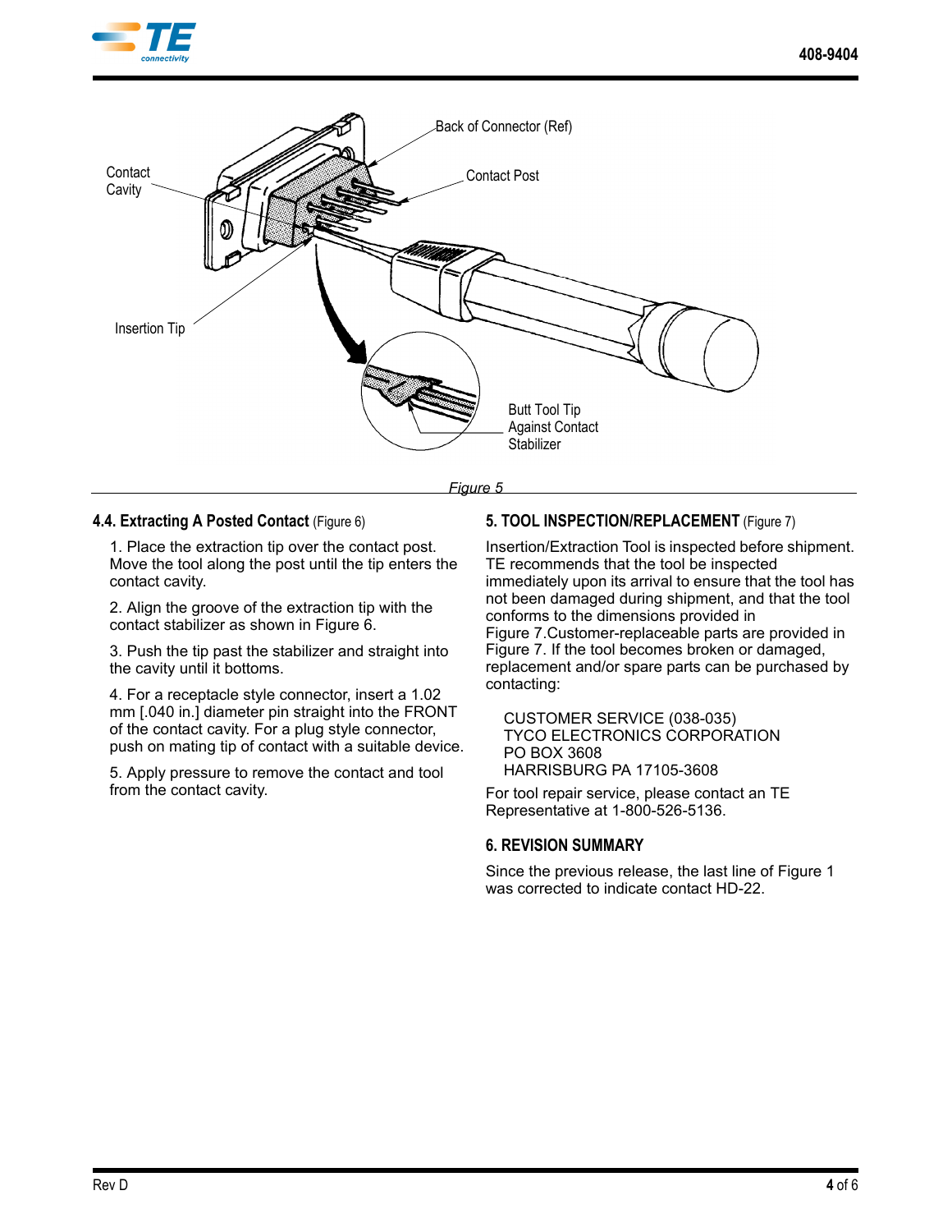Back of Connector (Ref)

Contact Cavity

Contact Post

Insertion Tip

Butt Tool Tip Against Contact Stabilizer

*Figure 5*

### 4.4. Extracting A Posted Contact (Figure 6)

1. Place the extraction tip over the contact post. Move the tool along the post until the tip enters the contact cavity.

2. Align the groove of the extraction tip with the contact stabilizer as shown in Figure 6.

3. Push the tip past the stabilizer and straight into the cavity until it bottoms.

4. For a receptacle style connector, insert a 1.02 mm [.040 in.] diameter pin straight into the FRONT of the contact cavity. For a plug style connector, push on mating tip of contact with a suitable device.

5. Apply pressure to remove the contact and tool from the contact cavity.

## 5. TOOL INSPECTION/REPLACEMENT (Figure 7)

Insertion/Extraction Tool is inspected before shipment. TE recommends that the tool be inspected immediately upon its arrival to ensure that the tool has not been damaged during shipment, and that the tool conforms to the dimensions provided in Figure 7.Customer-replaceable parts are provided in Figure 7. If the tool becomes broken or damaged, replacement and/or spare parts can be purchased by contacting:

CUSTOMER SERVICE (038-035)
TYCO ELECTRONICS CORPORATION
PO BOX 3608
HARRISBURG PA 17105-3608

For tool repair service, please contact an TE Representative at 1-800-526-5136.

## 6. REVISION SUMMARY

Since the previous release, the last line of Figure 1 was corrected to indicate contact HD-22.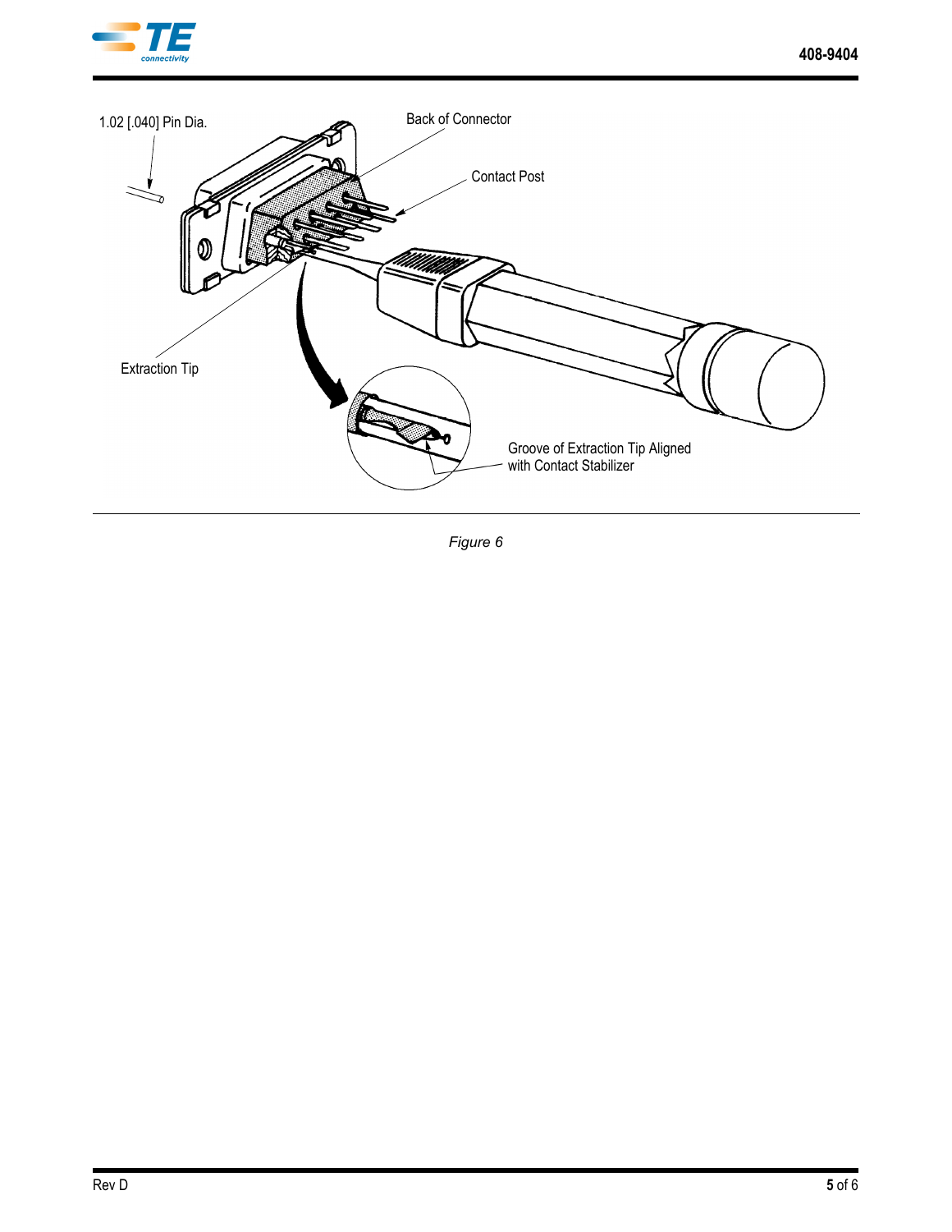1.02 [.040] Pin Dia.

Back of Connector

Contact Post

Extraction Tip

Groove of Extraction Tip Aligned with Contact Stabilizer

*Figure 6*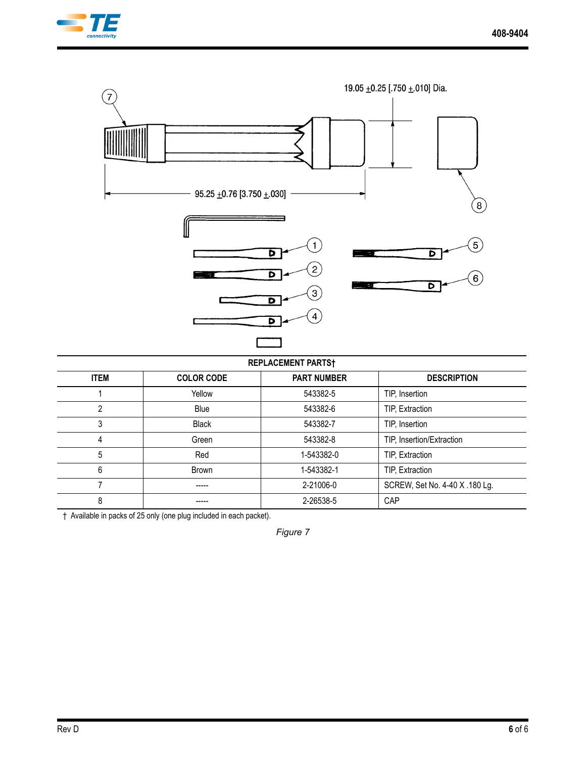19.05 ±0.25 [.750 ±.010] Dia.

95.25 ±0.76 [3.750 ±.030]

| REPLACEMENT PARTS† | | | |
|---|---|---|---|
| ITEM | COLOR CODE | PART NUMBER | DESCRIPTION |
| 1 | Yellow | 543382-5 | TIP, Insertion |
| 2 | Blue | 543382-6 | TIP, Extraction |
| 3 | Black | 543382-7 | TIP, Insertion |
| 4 | Green | 543382-8 | TIP, Insertion/Extraction |
| 5 | Red | 1-543382-0 | TIP, Extraction |
| 6 | Brown | 1-543382-1 | TIP, Extraction |
| 7 | ----- | 2-21006-0 | SCREW, Set No. 4-40 X .180 Lg. |
| 8 | ----- | 2-26538-5 | CAP |

† Available in packs of 25 only (one plug included in each packet).

*Figure 7*